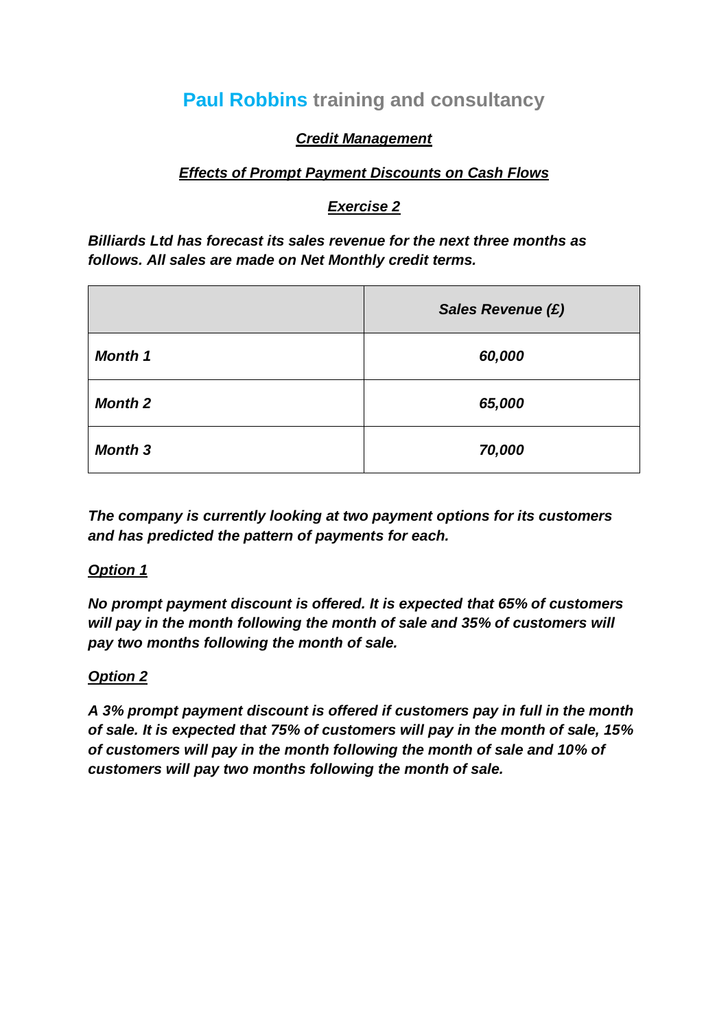# **Paul Robbins** training and consultancy

## ***Credit Management***

### ***Effects of Prompt Payment Discounts on Cash Flows***

### ***Exercise 2***

***Billiards Ltd has forecast its sales revenue for the next three months as follows. All sales are made on Net Monthly credit terms.***

| | ***Sales Revenue (£)*** |
|---|---|
| ***Month 1*** | ***60,000*** |
| ***Month 2*** | ***65,000*** |
| ***Month 3*** | ***70,000*** |

***The company is currently looking at two payment options for its customers and has predicted the pattern of payments for each.***

***Option 1***

***No prompt payment discount is offered. It is expected that 65% of customers will pay in the month following the month of sale and 35% of customers will pay two months following the month of sale.***

***Option 2***

***A 3% prompt payment discount is offered if customers pay in full in the month of sale. It is expected that 75% of customers will pay in the month of sale, 15% of customers will pay in the month following the month of sale and 10% of customers will pay two months following the month of sale.***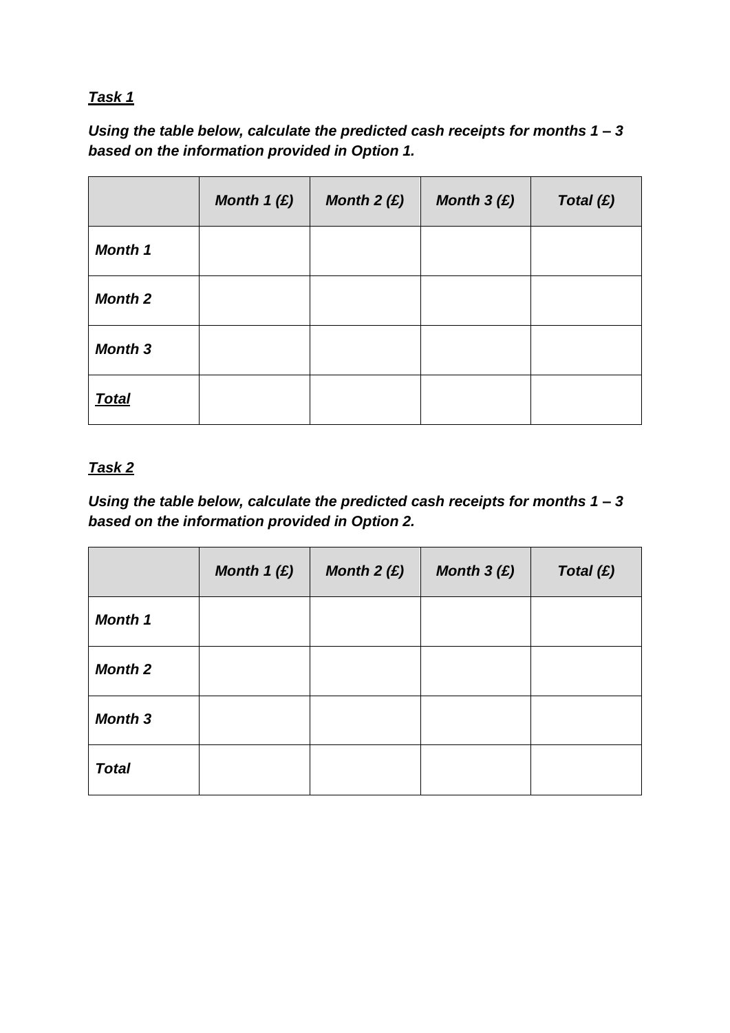***Task 1***

***Using the table below, calculate the predicted cash receipts for months 1 – 3 based on the information provided in Option 1.***

| | ***Month 1 (£)*** | ***Month 2 (£)*** | ***Month 3 (£)*** | ***Total (£)*** |
|---|---|---|---|---|
| ***Month 1*** | | | | |
| ***Month 2*** | | | | |
| ***Month 3*** | | | | |
| ***Total*** | | | | |

***Task 2***

***Using the table below, calculate the predicted cash receipts for months 1 – 3 based on the information provided in Option 2.***

| | ***Month 1 (£)*** | ***Month 2 (£)*** | ***Month 3 (£)*** | ***Total (£)*** |
|---|---|---|---|---|
| ***Month 1*** | | | | |
| ***Month 2*** | | | | |
| ***Month 3*** | | | | |
| ***Total*** | | | | |